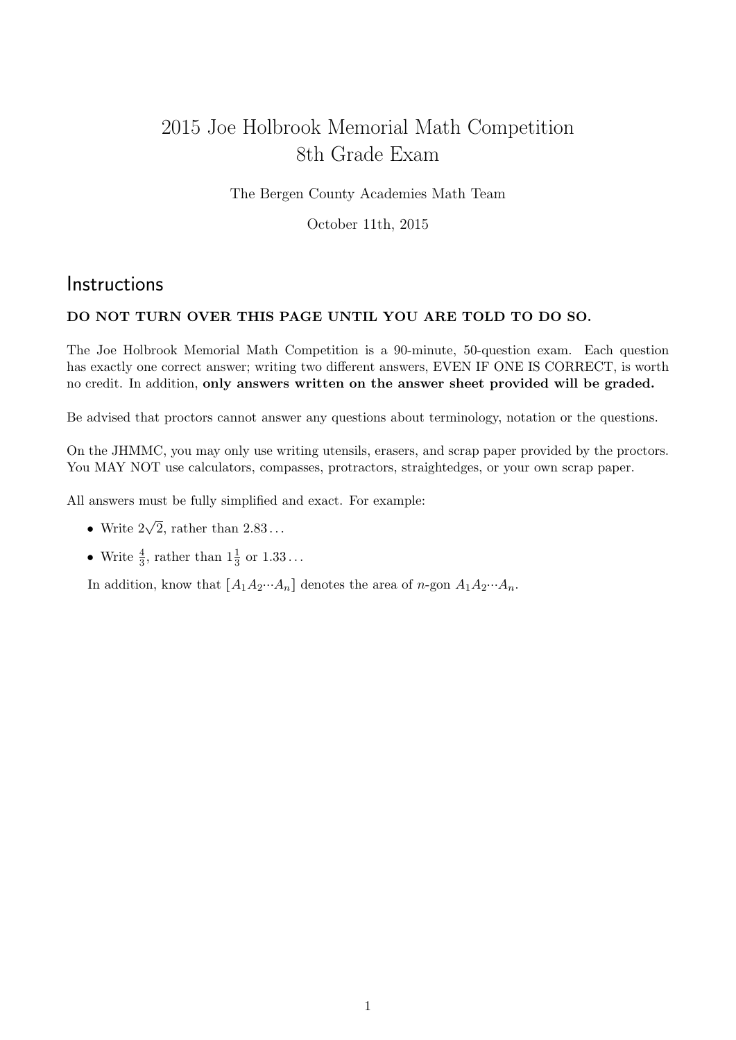# 2015 Joe Holbrook Memorial Math Competition
# 8th Grade Exam

The Bergen County Academies Math Team

October 11th, 2015

## Instructions

**DO NOT TURN OVER THIS PAGE UNTIL YOU ARE TOLD TO DO SO.**

The Joe Holbrook Memorial Math Competition is a 90-minute, 50-question exam. Each question has exactly one correct answer; writing two different answers, EVEN IF ONE IS CORRECT, is worth no credit. In addition, **only answers written on the answer sheet provided will be graded.**

Be advised that proctors cannot answer any questions about terminology, notation or the questions.

On the JHMMC, you may only use writing utensils, erasers, and scrap paper provided by the proctors. You MAY NOT use calculators, compasses, protractors, straightedges, or your own scrap paper.

All answers must be fully simplified and exact. For example:

- Write $2\sqrt{2}$, rather than $2.83\ldots$
- Write $\frac{4}{3}$, rather than $1\frac{1}{3}$ or $1.33\ldots$

In addition, know that $[A_1A_2\cdots A_n]$ denotes the area of $n$-gon $A_1A_2\cdots A_n$.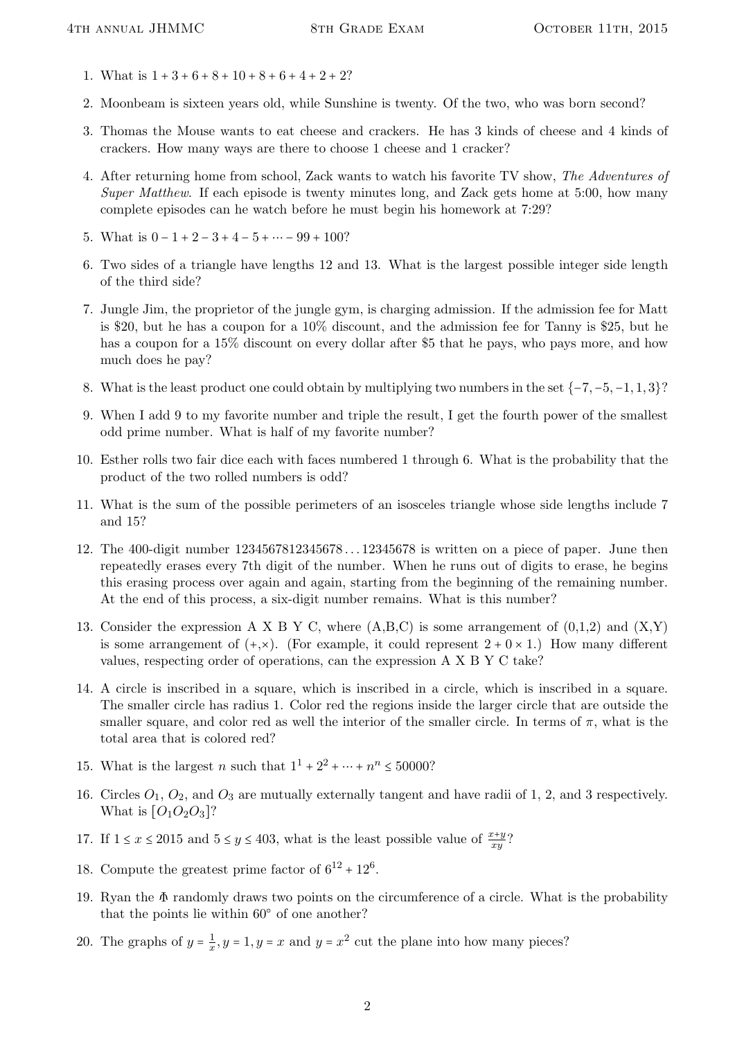1. What is $1+3+6+8+10+8+6+4+2+2$?

2. Moonbeam is sixteen years old, while Sunshine is twenty. Of the two, who was born second?

3. Thomas the Mouse wants to eat cheese and crackers. He has 3 kinds of cheese and 4 kinds of crackers. How many ways are there to choose 1 cheese and 1 cracker?

4. After returning home from school, Zack wants to watch his favorite TV show, *The Adventures of Super Matthew*. If each episode is twenty minutes long, and Zack gets home at 5:00, how many complete episodes can he watch before he must begin his homework at 7:29?

5. What is $0-1+2-3+4-5+\cdots-99+100$?

6. Two sides of a triangle have lengths 12 and 13. What is the largest possible integer side length of the third side?

7. Jungle Jim, the proprietor of the jungle gym, is charging admission. If the admission fee for Matt is \$20, but he has a coupon for a 10% discount, and the admission fee for Tanny is \$25, but he has a coupon for a 15% discount on every dollar after \$5 that he pays, who pays more, and how much does he pay?

8. What is the least product one could obtain by multiplying two numbers in the set $\{-7,-5,-1,1,3\}$?

9. When I add 9 to my favorite number and triple the result, I get the fourth power of the smallest odd prime number. What is half of my favorite number?

10. Esther rolls two fair dice each with faces numbered 1 through 6. What is the probability that the product of the two rolled numbers is odd?

11. What is the sum of the possible perimeters of an isosceles triangle whose side lengths include 7 and 15?

12. The 400-digit number $1234567812345678\ldots12345678$ is written on a piece of paper. June then repeatedly erases every 7th digit of the number. When he runs out of digits to erase, he begins this erasing process over again and again, starting from the beginning of the remaining number. At the end of this process, a six-digit number remains. What is this number?

13. Consider the expression A X B Y C, where (A,B,C) is some arrangement of (0,1,2) and (X,Y) is some arrangement of $(+,\times)$. (For example, it could represent $2+0\times1$.) How many different values, respecting order of operations, can the expression A X B Y C take?

14. A circle is inscribed in a square, which is inscribed in a circle, which is inscribed in a square. The smaller circle has radius 1. Color red the regions inside the larger circle that are outside the smaller square, and color red as well the interior of the smaller circle. In terms of $\pi$, what is the total area that is colored red?

15. What is the largest $n$ such that $1^1+2^2+\cdots+n^n\le 50000$?

16. Circles $O_1$, $O_2$, and $O_3$ are mutually externally tangent and have radii of 1, 2, and 3 respectively. What is $[O_1O_2O_3]$?

17. If $1\le x\le 2015$ and $5\le y\le 403$, what is the least possible value of $\frac{x+y}{xy}$?

18. Compute the greatest prime factor of $6^{12}+12^6$.

19. Ryan the $\Phi$ randomly draws two points on the circumference of a circle. What is the probability that the points lie within $60^\circ$ of one another?

20. The graphs of $y=\frac{1}{x}$, $y=1$, $y=x$ and $y=x^2$ cut the plane into how many pieces?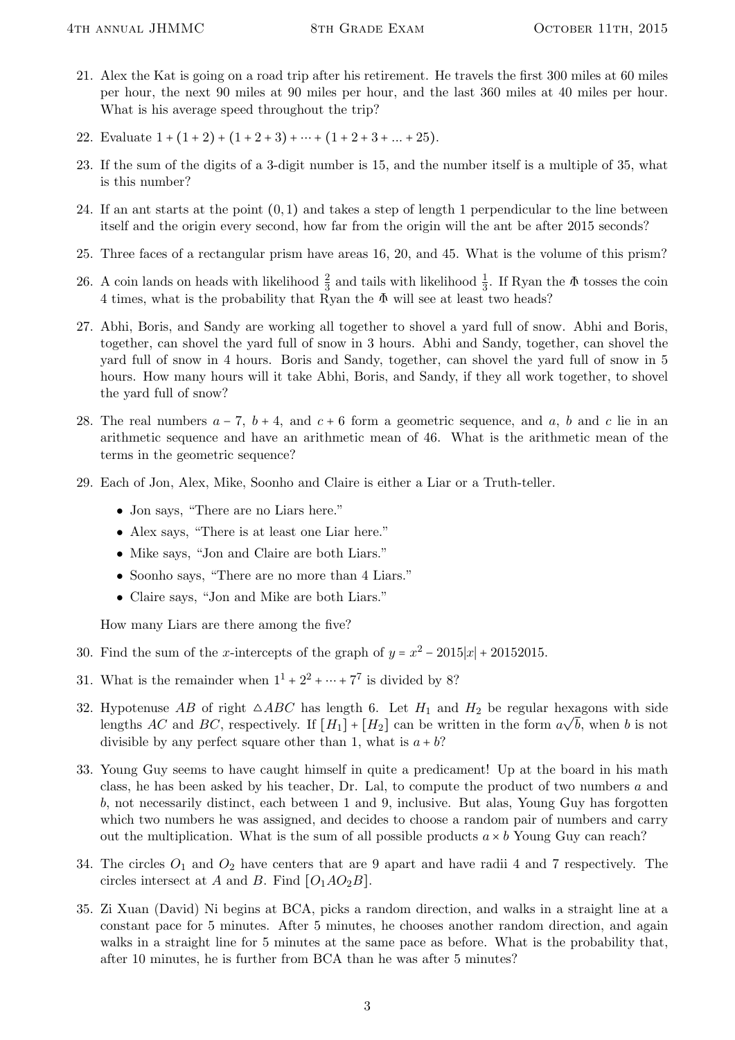21. Alex the Kat is going on a road trip after his retirement. He travels the first 300 miles at 60 miles per hour, the next 90 miles at 90 miles per hour, and the last 360 miles at 40 miles per hour. What is his average speed throughout the trip?

22. Evaluate $1 + (1 + 2) + (1 + 2 + 3) + \cdots + (1 + 2 + 3 + ... + 25)$.

23. If the sum of the digits of a 3-digit number is 15, and the number itself is a multiple of 35, what is this number?

24. If an ant starts at the point $(0, 1)$ and takes a step of length 1 perpendicular to the line between itself and the origin every second, how far from the origin will the ant be after 2015 seconds?

25. Three faces of a rectangular prism have areas 16, 20, and 45. What is the volume of this prism?

26. A coin lands on heads with likelihood $\frac{2}{3}$ and tails with likelihood $\frac{1}{3}$. If Ryan the $\Phi$ tosses the coin 4 times, what is the probability that Ryan the $\Phi$ will see at least two heads?

27. Abhi, Boris, and Sandy are working all together to shovel a yard full of snow. Abhi and Boris, together, can shovel the yard full of snow in 3 hours. Abhi and Sandy, together, can shovel the yard full of snow in 4 hours. Boris and Sandy, together, can shovel the yard full of snow in 5 hours. How many hours will it take Abhi, Boris, and Sandy, if they all work together, to shovel the yard full of snow?

28. The real numbers $a - 7$, $b + 4$, and $c + 6$ form a geometric sequence, and $a$, $b$ and $c$ lie in an arithmetic sequence and have an arithmetic mean of 46. What is the arithmetic mean of the terms in the geometric sequence?

29. Each of Jon, Alex, Mike, Soonho and Claire is either a Liar or a Truth-teller.

    - Jon says, "There are no Liars here."
    - Alex says, "There is at least one Liar here."
    - Mike says, "Jon and Claire are both Liars."
    - Soonho says, "There are no more than 4 Liars."
    - Claire says, "Jon and Mike are both Liars."

    How many Liars are there among the five?

30. Find the sum of the $x$-intercepts of the graph of $y = x^2 - 2015|x| + 20152015$.

31. What is the remainder when $1^1 + 2^2 + \cdots + 7^7$ is divided by 8?

32. Hypotenuse $AB$ of right $\triangle ABC$ has length 6. Let $H_1$ and $H_2$ be regular hexagons with side lengths $AC$ and $BC$, respectively. If $[H_1] + [H_2]$ can be written in the form $a\sqrt{b}$, when $b$ is not divisible by any perfect square other than 1, what is $a + b$?

33. Young Guy seems to have caught himself in quite a predicament! Up at the board in his math class, he has been asked by his teacher, Dr. Lal, to compute the product of two numbers $a$ and $b$, not necessarily distinct, each between 1 and 9, inclusive. But alas, Young Guy has forgotten which two numbers he was assigned, and decides to choose a random pair of numbers and carry out the multiplication. What is the sum of all possible products $a \times b$ Young Guy can reach?

34. The circles $O_1$ and $O_2$ have centers that are 9 apart and have radii 4 and 7 respectively. The circles intersect at $A$ and $B$. Find $[O_1AO_2B]$.

35. Zi Xuan (David) Ni begins at BCA, picks a random direction, and walks in a straight line at a constant pace for 5 minutes. After 5 minutes, he chooses another random direction, and again walks in a straight line for 5 minutes at the same pace as before. What is the probability that, after 10 minutes, he is further from BCA than he was after 5 minutes?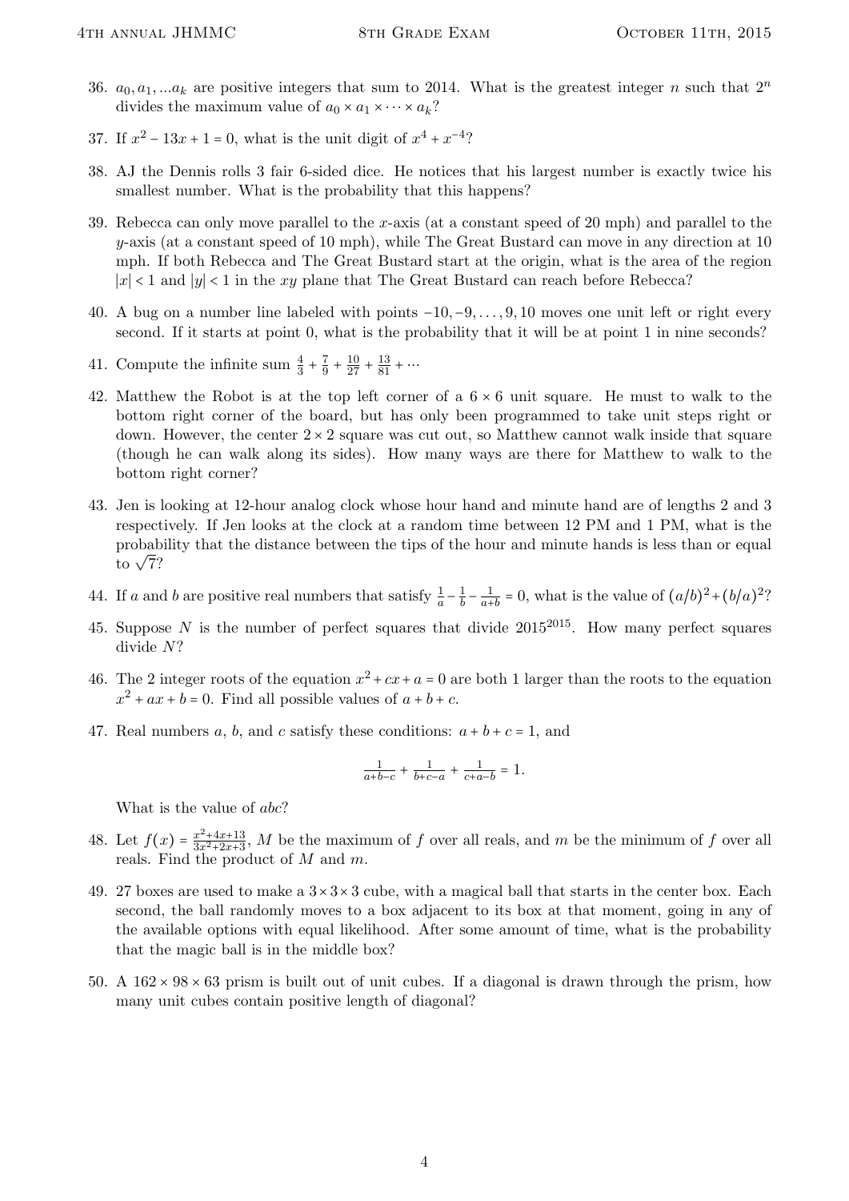36. $a_0, a_1, ... a_k$ are positive integers that sum to 2014. What is the greatest integer $n$ such that $2^n$ divides the maximum value of $a_0 \times a_1 \times \cdots \times a_k$?

37. If $x^2 - 13x + 1 = 0$, what is the unit digit of $x^4 + x^{-4}$?

38. AJ the Dennis rolls 3 fair 6-sided dice. He notices that his largest number is exactly twice his smallest number. What is the probability that this happens?

39. Rebecca can only move parallel to the $x$-axis (at a constant speed of 20 mph) and parallel to the $y$-axis (at a constant speed of 10 mph), while The Great Bustard can move in any direction at 10 mph. If both Rebecca and The Great Bustard start at the origin, what is the area of the region $|x| < 1$ and $|y| < 1$ in the $xy$ plane that The Great Bustard can reach before Rebecca?

40. A bug on a number line labeled with points $-10, -9, \ldots, 9, 10$ moves one unit left or right every second. If it starts at point 0, what is the probability that it will be at point 1 in nine seconds?

41. Compute the infinite sum $\frac{4}{3} + \frac{7}{9} + \frac{10}{27} + \frac{13}{81} + \cdots$

42. Matthew the Robot is at the top left corner of a $6 \times 6$ unit square. He must to walk to the bottom right corner of the board, but has only been programmed to take unit steps right or down. However, the center $2 \times 2$ square was cut out, so Matthew cannot walk inside that square (though he can walk along its sides). How many ways are there for Matthew to walk to the bottom right corner?

43. Jen is looking at 12-hour analog clock whose hour hand and minute hand are of lengths 2 and 3 respectively. If Jen looks at the clock at a random time between 12 PM and 1 PM, what is the probability that the distance between the tips of the hour and minute hands is less than or equal to $\sqrt{7}$?

44. If $a$ and $b$ are positive real numbers that satisfy $\frac{1}{a} - \frac{1}{b} - \frac{1}{a+b} = 0$, what is the value of $(a/b)^2 + (b/a)^2$?

45. Suppose $N$ is the number of perfect squares that divide $2015^{2015}$. How many perfect squares divide $N$?

46. The 2 integer roots of the equation $x^2 + cx + a = 0$ are both 1 larger than the roots to the equation $x^2 + ax + b = 0$. Find all possible values of $a + b + c$.

47. Real numbers $a$, $b$, and $c$ satisfy these conditions: $a + b + c = 1$, and

$$\frac{1}{a+b-c} + \frac{1}{b+c-a} + \frac{1}{c+a-b} = 1.$$

What is the value of $abc$?

48. Let $f(x) = \frac{x^2+4x+13}{3x^2+2x+3}$, $M$ be the maximum of $f$ over all reals, and $m$ be the minimum of $f$ over all reals. Find the product of $M$ and $m$.

49. 27 boxes are used to make a $3 \times 3 \times 3$ cube, with a magical ball that starts in the center box. Each second, the ball randomly moves to a box adjacent to its box at that moment, going in any of the available options with equal likelihood. After some amount of time, what is the probability that the magic ball is in the middle box?

50. A $162 \times 98 \times 63$ prism is built out of unit cubes. If a diagonal is drawn through the prism, how many unit cubes contain positive length of diagonal?